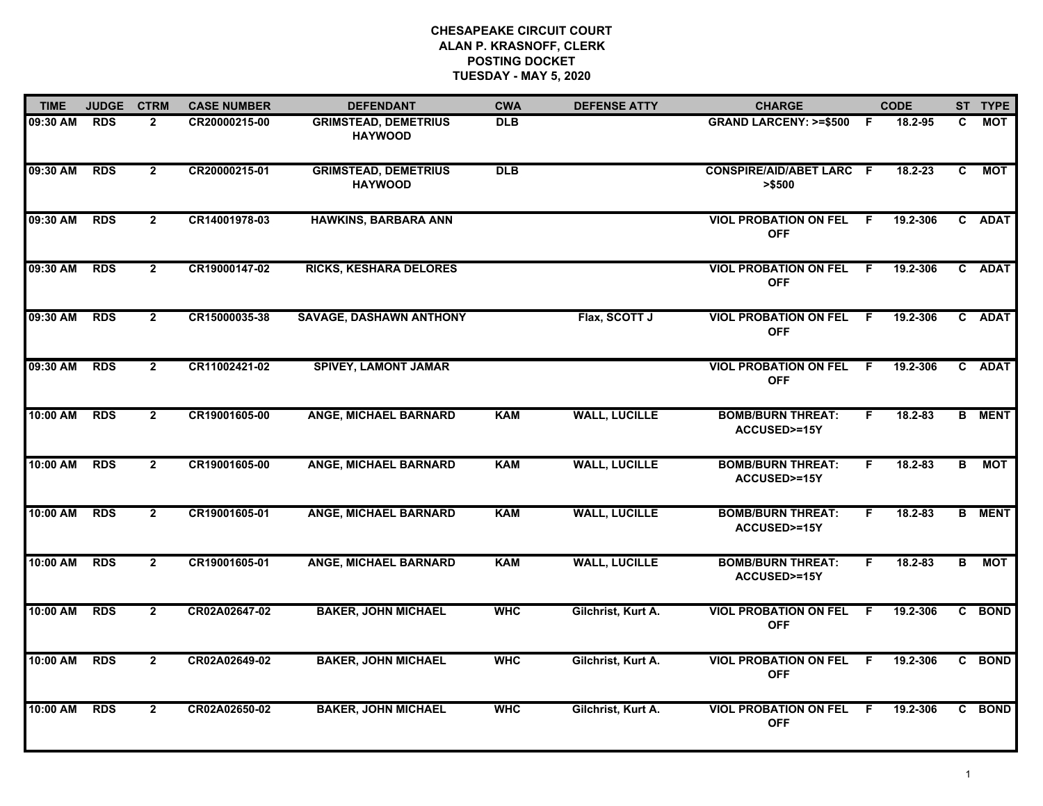**CHESAPEAKE CIRCUIT COURT**
**ALAN P. KRASNOFF, CLERK**
**POSTING DOCKET**
**TUESDAY - MAY 5, 2020**

| TIME | JUDGE | CTRM | CASE NUMBER | DEFENDANT | CWA | DEFENSE ATTY | CHARGE | | CODE | ST | TYPE |
|---|---|---|---|---|---|---|---|---|---|---|---|
| 09:30 AM | RDS | 2 | CR20000215-00 | GRIMSTEAD, DEMETRIUS HAYWOOD | DLB | | GRAND LARCENY: >=$500 | F | 18.2-95 | C | MOT |
| 09:30 AM | RDS | 2 | CR20000215-01 | GRIMSTEAD, DEMETRIUS HAYWOOD | DLB | | CONSPIRE/AID/ABET LARC >$500 | F | 18.2-23 | C | MOT |
| 09:30 AM | RDS | 2 | CR14001978-03 | HAWKINS, BARBARA ANN | | | VIOL PROBATION ON FEL OFF | F | 19.2-306 | C | ADAT |
| 09:30 AM | RDS | 2 | CR19000147-02 | RICKS, KESHARA DELORES | | | VIOL PROBATION ON FEL OFF | F | 19.2-306 | C | ADAT |
| 09:30 AM | RDS | 2 | CR15000035-38 | SAVAGE, DASHAWN ANTHONY | | Flax, SCOTT J | VIOL PROBATION ON FEL OFF | F | 19.2-306 | C | ADAT |
| 09:30 AM | RDS | 2 | CR11002421-02 | SPIVEY, LAMONT JAMAR | | | VIOL PROBATION ON FEL OFF | F | 19.2-306 | C | ADAT |
| 10:00 AM | RDS | 2 | CR19001605-00 | ANGE, MICHAEL BARNARD | KAM | WALL, LUCILLE | BOMB/BURN THREAT: ACCUSED>=15Y | F | 18.2-83 | B | MENT |
| 10:00 AM | RDS | 2 | CR19001605-00 | ANGE, MICHAEL BARNARD | KAM | WALL, LUCILLE | BOMB/BURN THREAT: ACCUSED>=15Y | F | 18.2-83 | B | MOT |
| 10:00 AM | RDS | 2 | CR19001605-01 | ANGE, MICHAEL BARNARD | KAM | WALL, LUCILLE | BOMB/BURN THREAT: ACCUSED>=15Y | F | 18.2-83 | B | MENT |
| 10:00 AM | RDS | 2 | CR19001605-01 | ANGE, MICHAEL BARNARD | KAM | WALL, LUCILLE | BOMB/BURN THREAT: ACCUSED>=15Y | F | 18.2-83 | B | MOT |
| 10:00 AM | RDS | 2 | CR02A02647-02 | BAKER, JOHN MICHAEL | WHC | Gilchrist, Kurt A. | VIOL PROBATION ON FEL OFF | F | 19.2-306 | C | BOND |
| 10:00 AM | RDS | 2 | CR02A02649-02 | BAKER, JOHN MICHAEL | WHC | Gilchrist, Kurt A. | VIOL PROBATION ON FEL OFF | F | 19.2-306 | C | BOND |
| 10:00 AM | RDS | 2 | CR02A02650-02 | BAKER, JOHN MICHAEL | WHC | Gilchrist, Kurt A. | VIOL PROBATION ON FEL OFF | F | 19.2-306 | C | BOND |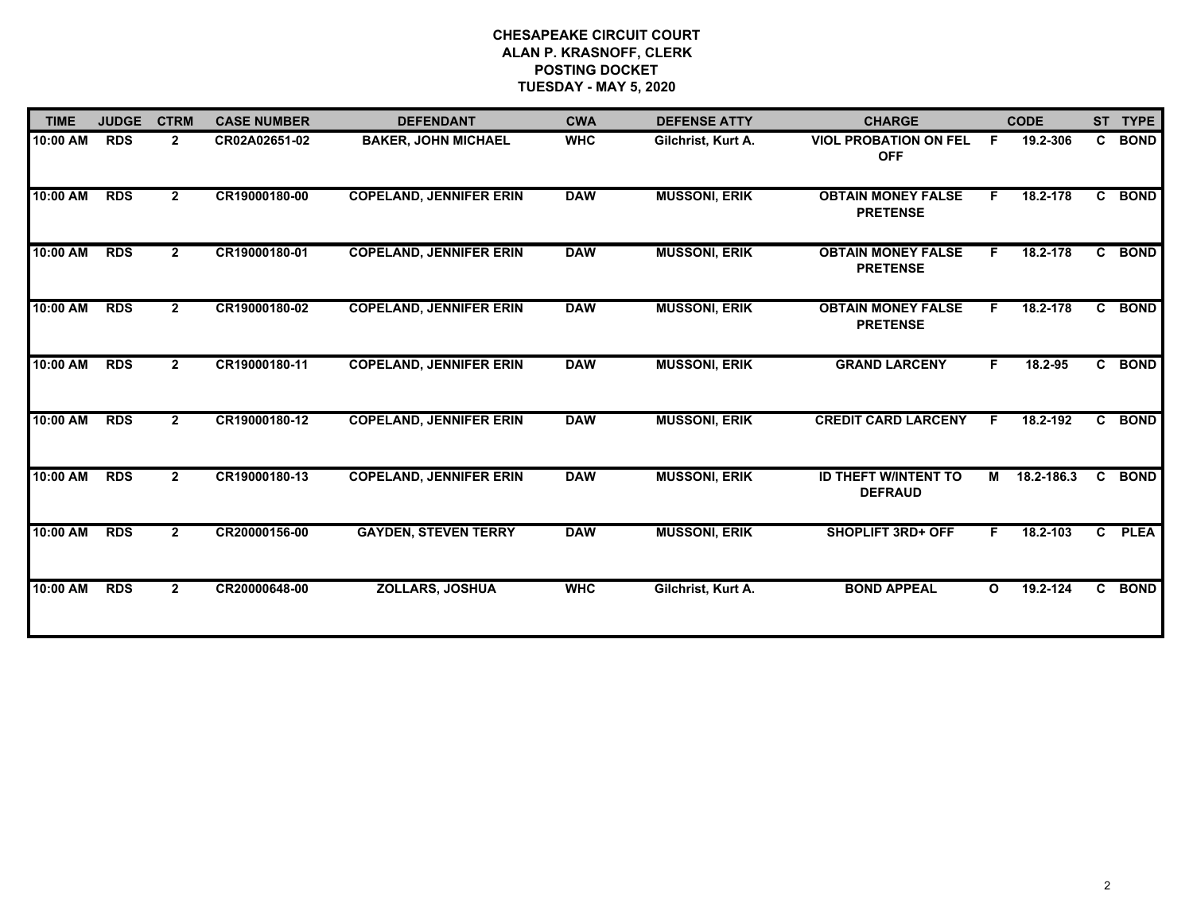**CHESAPEAKE CIRCUIT COURT**
**ALAN P. KRASNOFF, CLERK**
**POSTING DOCKET**
**TUESDAY - MAY 5, 2020**

| TIME | JUDGE | CTRM | CASE NUMBER | DEFENDANT | CWA | DEFENSE ATTY | CHARGE | | CODE | ST | TYPE |
|---|---|---|---|---|---|---|---|---|---|---|---|
| 10:00 AM | RDS | 2 | CR02A02651-02 | BAKER, JOHN MICHAEL | WHC | Gilchrist, Kurt A. | VIOL PROBATION ON FEL OFF | F | 19.2-306 | C | BOND |
| 10:00 AM | RDS | 2 | CR19000180-00 | COPELAND, JENNIFER ERIN | DAW | MUSSONI, ERIK | OBTAIN MONEY FALSE PRETENSE | F | 18.2-178 | C | BOND |
| 10:00 AM | RDS | 2 | CR19000180-01 | COPELAND, JENNIFER ERIN | DAW | MUSSONI, ERIK | OBTAIN MONEY FALSE PRETENSE | F | 18.2-178 | C | BOND |
| 10:00 AM | RDS | 2 | CR19000180-02 | COPELAND, JENNIFER ERIN | DAW | MUSSONI, ERIK | OBTAIN MONEY FALSE PRETENSE | F | 18.2-178 | C | BOND |
| 10:00 AM | RDS | 2 | CR19000180-11 | COPELAND, JENNIFER ERIN | DAW | MUSSONI, ERIK | GRAND LARCENY | F | 18.2-95 | C | BOND |
| 10:00 AM | RDS | 2 | CR19000180-12 | COPELAND, JENNIFER ERIN | DAW | MUSSONI, ERIK | CREDIT CARD LARCENY | F | 18.2-192 | C | BOND |
| 10:00 AM | RDS | 2 | CR19000180-13 | COPELAND, JENNIFER ERIN | DAW | MUSSONI, ERIK | ID THEFT W/INTENT TO DEFRAUD | M | 18.2-186.3 | C | BOND |
| 10:00 AM | RDS | 2 | CR20000156-00 | GAYDEN, STEVEN TERRY | DAW | MUSSONI, ERIK | SHOPLIFT 3RD+ OFF | F | 18.2-103 | C | PLEA |
| 10:00 AM | RDS | 2 | CR20000648-00 | ZOLLARS, JOSHUA | WHC | Gilchrist, Kurt A. | BOND APPEAL | O | 19.2-124 | C | BOND |